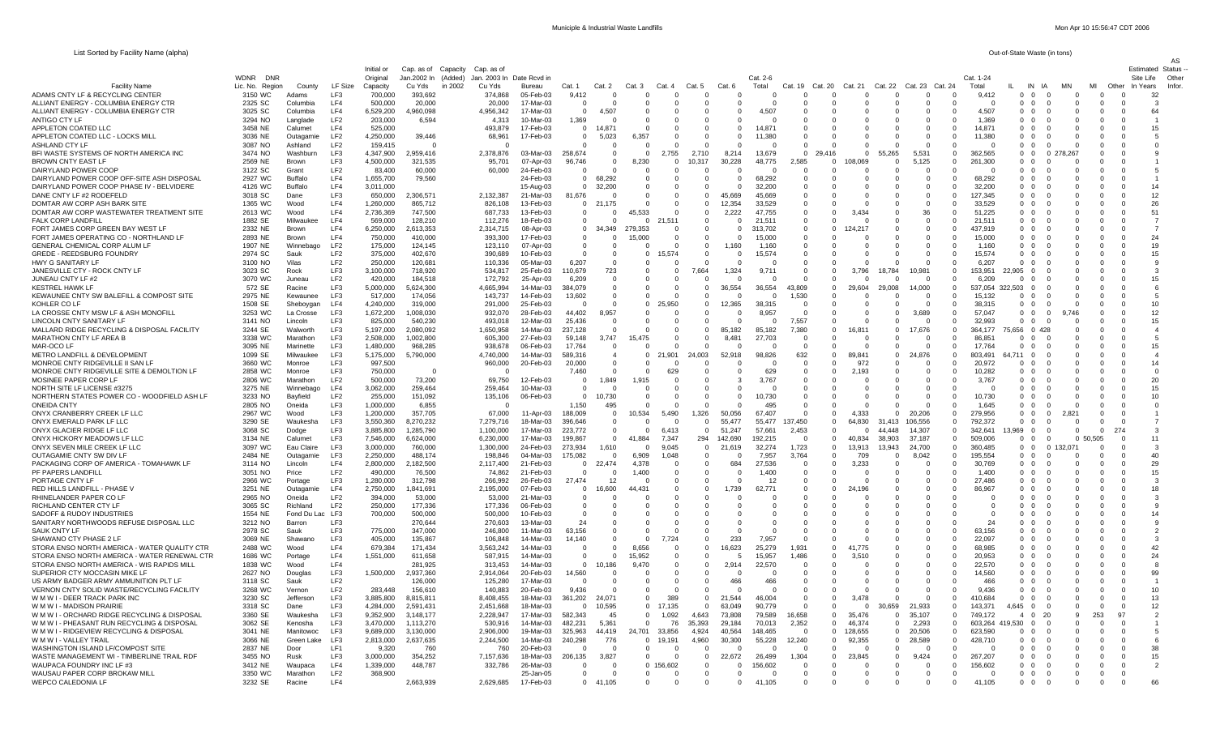# Municipal & Industrial Waste Landfills

List Sorted by Facility Name (alpha)

Out-of-State Waste (in tons)

| Facility Name | WDNR Lic. No. | DNR Region | County | LF Size | Initial or Original Capacity | Cap. as of Jan.2002 In Cu Yds | Capacity (Added) in 2002 | Cap. as of Jan. 2003 In Cu Yds | Date Rcvd in Bureau | Cat. 1 | Cat. 2 | Cat. 3 | Cat. 4 | Cat. 5 | Cat. 6 | Cat. 2-6 Total | Cat. 19 | Cat. 20 | Cat. 21 | Cat. 22 | Cat. 23 | Cat. 24 | Cat. 1-24 Total | IL | IN | IA | MN | MI | Other | Estimated Site Life In Years | AS Status -- Other Infor. |
|---|---|---|---|---|---|---|---|---|---|---|---|---|---|---|---|---|---|---|---|---|---|---|---|---|---|---|---|---|---|---|---|
| ADAMS CNTY LF & RECYCLING CENTER | 3150 | WC | Adams | LF3 | 700,000 | 393,692 | | 374,868 | 05-Feb-03 | 9,412 | 0 | 0 | 0 | 0 | 0 | 0 | 0 | 0 | 0 | 0 | 0 | 0 | 9,412 | 0 | 0 | 0 | 0 | 0 | 0 | 32 | |
| ALLIANT ENERGY - COLUMBIA ENERGY CTR | 2325 | SC | Columbia | LF4 | 500,000 | 20,000 | | 20,000 | 17-Mar-03 | 0 | 0 | 0 | 0 | 0 | 0 | 0 | 0 | 0 | 0 | 0 | 0 | 0 | 0 | 0 | 0 | 0 | 0 | 0 | 0 | 3 | |
| ALLIANT ENERGY - COLUMBIA ENERGY CTR | 3025 | SC | Columbia | LF4 | 6,529,200 | 4,960,098 | | 4,956,342 | 17-Mar-03 | 0 | 4,507 | 0 | 0 | 0 | 0 | 4,507 | 0 | 0 | 0 | 0 | 0 | 0 | 4,507 | 0 | 0 | 0 | 0 | 0 | 0 | 64 | |
| ANTIGO CTY LF | 3294 | NO | Langlade | LF2 | 203,000 | 6,594 | | 4,313 | 10-Mar-03 | 1,369 | 0 | 0 | 0 | 0 | 0 | 0 | 0 | 0 | 0 | 0 | 0 | 0 | 1,369 | 0 | 0 | 0 | 0 | 0 | 0 | 1 | |
| APPLETON COATED LLC | 3458 | NE | Calumet | LF4 | 525,000 | | | 493,879 | 17-Feb-03 | 0 | 14,871 | 0 | 0 | 0 | 0 | 14,871 | 0 | 0 | 0 | 0 | 0 | 0 | 14,871 | 0 | 0 | 0 | 0 | 0 | 0 | 15 | |
| APPLETON COATED LLC - LOCKS MILL | 3036 | NE | Outagamie | LF2 | 4,250,000 | 39,446 | | 68,961 | 17-Feb-03 | 0 | 5,023 | 6,357 | 0 | 0 | 0 | 11,380 | 0 | 0 | 0 | 0 | 0 | 0 | 11,380 | 0 | 0 | 0 | 0 | 0 | 0 | 5 | |
| ASHLAND CTY LF | 3087 | NO | Ashland | LF2 | 159,415 | 0 | | 0 | | 0 | 0 | 0 | 0 | 0 | 0 | 0 | 0 | 0 | 0 | 0 | 0 | 0 | 0 | 0 | 0 | 0 | 0 | 0 | 0 | 0 | |
| BFI WASTE SYSTEMS OF NORTH AMERICA INC | 3474 | NO | Washburn | LF3 | 4,347,900 | 2,959,416 | | 2,378,876 | 03-Mar-03 | 258,674 | 0 | 0 | 2,755 | 2,710 | 8,214 | 13,679 | 0 | 29,416 | 0 | 55,265 | 5,531 | 0 | 362,565 | 0 | 0 | 0 | 278,267 | 0 | 0 | 9 | |
| BROWN CNTY EAST LF | 2569 | NE | Brown | LF3 | 4,500,000 | 321,535 | | 95,701 | 07-Apr-03 | 96,746 | 0 | 8,230 | 0 | 10,317 | 30,228 | 48,775 | 2,585 | 0 | 108,069 | 0 | 5,125 | 0 | 261,300 | 0 | 0 | 0 | 0 | 0 | 0 | 1 | |
| DAIRYLAND POWER COOP | 3122 | SC | Grant | LF2 | 83,400 | 60,000 | | 60,000 | 24-Feb-03 | 0 | 0 | 0 | 0 | 0 | 0 | 0 | 0 | 0 | 0 | 0 | 0 | 0 | 0 | 0 | 0 | 0 | 0 | 0 | 0 | 5 | |
| DAIRYLAND POWER COOP OFF-SITE ASH DISPOSAL | 2927 | WC | Buffalo | LF4 | 1,655,700 | 79,560 | | | 24-Feb-03 | 0 | 68,292 | 0 | 0 | 0 | 0 | 68,292 | 0 | 0 | 0 | 0 | 0 | 0 | 68,292 | 0 | 0 | 0 | 0 | 0 | 0 | 1 | |
| DAIRYLAND POWER COOP PHASE IV - BELVIDERE | 4126 | WC | Buffalo | LF4 | 3,011,000 | | | | 15-Aug-03 | 0 | 32,200 | 0 | 0 | 0 | 0 | 32,200 | 0 | 0 | 0 | 0 | 0 | 0 | 32,200 | 0 | 0 | 0 | 0 | 0 | 0 | 14 | |
| DANE CNTY LF #2 RODEFELD | 3018 | SC | Dane | LF3 | 650,000 | 2,306,571 | | 2,132,387 | 21-Mar-03 | 81,676 | 0 | 0 | 0 | 0 | 45,669 | 45,669 | 0 | 0 | 0 | 0 | 0 | 0 | 127,345 | 0 | 0 | 0 | 0 | 0 | 0 | 12 | |
| DOMTAR AW CORP ASH BARK SITE | 1365 | WC | Wood | LF4 | 1,260,000 | 865,712 | | 826,108 | 13-Feb-03 | 0 | 21,175 | 0 | 0 | 0 | 12,354 | 33,529 | 0 | 0 | 0 | 0 | 0 | 0 | 33,529 | 0 | 0 | 0 | 0 | 0 | 0 | 26 | |
| DOMTAR AW CORP WASTEWATER TREATMENT SITE | 2613 | WC | Wood | LF4 | 2,736,369 | 747,500 | | 687,733 | 13-Feb-03 | 0 | 0 | 45,533 | 0 | 0 | 2,222 | 47,755 | 0 | 0 | 3,434 | 0 | 36 | 0 | 51,225 | 0 | 0 | 0 | 0 | 0 | 0 | 51 | |
| FALK CORP LANDFILL | 1882 | SE | Milwaukee | LF4 | 569,000 | 128,210 | | 112,276 | 18-Feb-03 | 0 | 0 | 0 | 21,511 | 0 | 0 | 21,511 | 0 | 0 | 0 | 0 | 0 | 0 | 21,511 | 0 | 0 | 0 | 0 | 0 | 0 | 7 | |
| FORT JAMES CORP GREEN BAY WEST LF | 2332 | NE | Brown | LF4 | 6,250,000 | 2,613,353 | | 2,314,715 | 08-Apr-03 | 0 | 34,349 | 279,353 | 0 | 0 | 0 | 313,702 | 0 | 0 | 124,217 | 0 | 0 | 0 | 437,919 | 0 | 0 | 0 | 0 | 0 | 0 | 7 | |
| FORT JAMES OPERATING CO - NORTHLAND LF | 2893 | NE | Brown | LF4 | 750,000 | 410,000 | | 393,300 | 17-Feb-03 | 0 | 0 | 15,000 | 0 | 0 | 0 | 15,000 | 0 | 0 | 0 | 0 | 0 | 0 | 15,000 | 0 | 0 | 0 | 0 | 0 | 0 | 24 | |
| GENERAL CHEMICAL CORP ALUM LF | 1907 | NE | Winnebago | LF2 | 175,000 | 124,145 | | 123,110 | 07-Apr-03 | 0 | 0 | 0 | 0 | 0 | 1,160 | 1,160 | 0 | 0 | 0 | 0 | 0 | 0 | 1,160 | 0 | 0 | 0 | 0 | 0 | 0 | 19 | |
| GREDE - REEDSBURG FOUNDRY | 2974 | SC | Sauk | LF2 | 375,000 | 402,670 | | 390,689 | 10-Feb-03 | 0 | 0 | 0 | 15,574 | 0 | 0 | 15,574 | 0 | 0 | 0 | 0 | 0 | 0 | 15,574 | 0 | 0 | 0 | 0 | 0 | 0 | 15 | |
| HWY G SANITARY LF | 3100 | NO | Vilas | LF2 | 250,000 | 120,681 | | 110,336 | 05-Mar-03 | 6,207 | 0 | 0 | 0 | 0 | 0 | 0 | 0 | 0 | 0 | 0 | 0 | 0 | 6,207 | 0 | 0 | 0 | 0 | 0 | 0 | 9 | |
| JANESVILLE CTY - ROCK CNTY LF | 3023 | SC | Rock | LF3 | 3,100,000 | 718,920 | | 534,817 | 25-Feb-03 | 110,679 | 723 | 0 | 0 | 7,664 | 1,324 | 9,711 | 0 | 0 | 3,796 | 18,784 | 10,981 | 0 | 153,951 | 22,905 | 0 | 0 | 0 | 0 | 0 | 3 | |
| JUNEAU CNTY LF #2 | 3070 | WC | Juneau | LF2 | 420,000 | 184,518 | | 172,792 | 25-Apr-03 | 6,209 | 0 | 0 | 0 | 0 | 0 | 0 | 0 | 0 | 0 | 0 | 0 | 0 | 6,209 | 0 | 0 | 0 | 0 | 0 | 0 | 15 | |
| KESTREL HAWK LF | 572 | SE | Racine | LF3 | 5,000,000 | 5,624,300 | | 4,665,994 | 14-Mar-03 | 384,079 | 0 | 0 | 0 | 0 | 36,554 | 36,554 | 43,809 | 0 | 29,604 | 29,008 | 14,000 | 0 | 537,054 | 322,503 | 0 | 0 | 0 | 0 | 0 | 6 | |
| KEWAUNEE CNTY SW BALEFILL & COMPOST SITE | 2975 | NE | Kewaunee | LF3 | 517,000 | 174,056 | | 143,737 | 14-Feb-03 | 13,602 | 0 | 0 | 0 | 0 | 0 | 0 | 0 | 1,530 | 0 | 0 | 0 | 0 | 15,132 | 0 | 0 | 0 | 0 | 0 | 0 | 5 | |
| KOHLER CO LF | 1508 | SE | Sheboygan | LF4 | 4,240,000 | 319,000 | | 291,000 | 25-Feb-03 | 0 | 0 | 0 | 25,950 | 0 | 12,365 | 38,315 | 0 | 0 | 0 | 0 | 0 | 0 | 38,315 | 0 | 0 | 0 | 0 | 0 | 0 | 10 | |
| LA CROSSE CNTY MSW LF & ASH MONOFILL | 3253 | WC | La Crosse | LF3 | 1,672,200 | 1,008,030 | | 932,070 | 28-Feb-03 | 44,402 | 8,957 | 0 | 0 | 0 | 0 | 8,957 | 0 | 0 | 0 | 0 | 3,689 | 0 | 57,047 | 0 | 0 | 0 | 9,746 | 0 | 0 | 12 | |
| LINCOLN CNTY SANITARY LF | 3141 | NO | Lincoln | LF3 | 825,000 | 540,230 | | 493,018 | 12-Mar-03 | 25,436 | 0 | 0 | 0 | 0 | 0 | 0 | 7,557 | 0 | 0 | 0 | 0 | 0 | 32,993 | 0 | 0 | 0 | 0 | 0 | 0 | 15 | |
| MALLARD RIDGE RECYCLING & DISPOSAL FACILITY | 3244 | SE | Walworth | LF3 | 5,197,000 | 2,080,092 | | 1,650,958 | 14-Mar-03 | 237,128 | 0 | 0 | 0 | 0 | 85,182 | 85,182 | 7,380 | 0 | 16,811 | 0 | 17,676 | 0 | 364,177 | 75,656 | 0 | 428 | 0 | 0 | 0 | 4 | |
| MARATHON CNTY LF AREA B | 3338 | WC | Marathon | LF3 | 2,508,000 | 1,002,800 | | 605,300 | 27-Feb-03 | 59,148 | 3,747 | 15,475 | 0 | 0 | 8,481 | 27,703 | 0 | 0 | 0 | 0 | 0 | 0 | 86,851 | 0 | 0 | 0 | 0 | 0 | 0 | 5 | |
| MAR-OCO LF | 3095 | NE | Marinette | LF3 | 1,480,000 | 968,285 | | 938,678 | 06-Feb-03 | 17,764 | 0 | 0 | 0 | 0 | 0 | 0 | 0 | 0 | 0 | 0 | 0 | 0 | 17,764 | 0 | 0 | 0 | 0 | 0 | 0 | 15 | |
| METRO LANDFILL & DEVELOPMENT | 1099 | SE | Milwaukee | LF3 | 5,175,000 | 5,790,000 | | 4,740,000 | 14-Mar-03 | 589,316 | 4 | 0 | 21,901 | 24,003 | 52,918 | 98,826 | 632 | 0 | 89,841 | 0 | 24,876 | 0 | 803,491 | 64,711 | 0 | 0 | 0 | 0 | 0 | 4 | |
| MONROE CNTY RIDGEVILLE II SAN LF | 3660 | WC | Monroe | LF3 | 997,500 | | | 960,000 | 20-Feb-03 | 20,000 | 0 | 0 | 0 | 0 | 0 | 0 | 0 | 0 | 972 | 0 | 0 | 0 | 20,972 | 0 | 0 | 0 | 0 | 0 | 0 | 14 | |
| MONROE CNTY RIDGEVILLE SITE & DEMOLTION LF | 2858 | WC | Monroe | LF3 | 750,000 | 0 | | | | 7,460 | 0 | 0 | 629 | 0 | 0 | 629 | 0 | 0 | 2,193 | 0 | 0 | 0 | 10,282 | 0 | 0 | 0 | 0 | 0 | 0 | 0 | |
| MOSINEE PAPER CORP LF | 2806 | WC | Marathon | LF2 | 500,000 | 73,200 | | 69,750 | 12-Feb-03 | 0 | 1,849 | 1,915 | 0 | 0 | 3 | 3,767 | 0 | 0 | 0 | 0 | 0 | 0 | 3,767 | 0 | 0 | 0 | 0 | 0 | 0 | 20 | |
| NORTH SITE LF LICENSE #3275 | 3275 | NE | Winnebago | LF4 | 3,062,000 | 259,464 | | 259,464 | 10-Mar-03 | 0 | 0 | 0 | 0 | 0 | 0 | 0 | 0 | 0 | 0 | 0 | 0 | 0 | 0 | 0 | 0 | 0 | 0 | 0 | 0 | 15 | |
| NORTHERN STATES POWER CO - WOODFIELD ASH LF | 3233 | NO | Bayfield | LF2 | 255,000 | 151,092 | | 135,106 | 06-Feb-03 | 0 | 10,730 | 0 | 0 | 0 | 0 | 10,730 | 0 | 0 | 0 | 0 | 0 | 0 | 10,730 | 0 | 0 | 0 | 0 | 0 | 0 | 10 | |
| ONEIDA CNTY | 2805 | NO | Oneida | LF3 | 1,000,000 | 6,855 | | 0 | | 1,150 | 495 | 0 | 0 | 0 | 0 | 495 | 0 | 0 | 0 | 0 | 0 | 0 | 1,645 | 0 | 0 | 0 | 0 | 0 | 0 | 0 | |
| ONYX CRANBERRY CREEK LF LLC | 2967 | WC | Wood | LF3 | 1,200,000 | 357,705 | | 67,000 | 11-Apr-03 | 188,009 | 0 | 10,534 | 5,490 | 1,326 | 50,056 | 67,407 | 0 | 0 | 4,333 | 0 | 20,206 | 0 | 279,956 | 0 | 0 | 0 | 2,821 | 0 | 0 | 1 | |
| ONYX EMERALD PARK LF LLC | 3290 | SE | Waukesha | LF3 | 3,550,360 | 8,270,232 | | 7,279,716 | 18-Mar-03 | 396,646 | 0 | 0 | 0 | 0 | 55,477 | 55,477 | 137,450 | 0 | 64,830 | 31,413 | 106,556 | 0 | 792,372 | 0 | 0 | 0 | 0 | 0 | 0 | 7 | |
| ONYX GLACIER RIDGE LF LLC | 3068 | SC | Dodge | LF3 | 3,885,800 | 1,285,790 | | 1,100,000 | 17-Mar-03 | 223,772 | 0 | 0 | 6,413 | 0 | 51,247 | 57,661 | 2,453 | 0 | 0 | 44,448 | 14,307 | 0 | 342,641 | 13,969 | 0 | 0 | 0 | 0 | 274 | 3 | |
| ONYX HICKORY MEADOWS LF LLC | 3134 | NE | Calumet | LF3 | 7,546,000 | 6,624,000 | | 6,230,000 | 17-Mar-03 | 199,867 | 0 | 41,884 | 7,347 | 294 | 142,690 | 192,215 | 0 | 0 | 40,834 | 38,903 | 37,187 | 0 | 509,006 | 0 | 0 | 0 | 0 | 50,505 | 0 | 11 | |
| ONYX SEVEN MILE CREEK LF LLC | 3097 | WC | Eau Claire | LF3 | 3,000,000 | 760,000 | | 1,300,000 | 24-Feb-03 | 273,934 | 1,610 | 0 | 9,045 | 0 | 21,619 | 32,274 | 1,723 | 0 | 13,913 | 13,943 | 24,700 | 0 | 360,485 | 0 | 0 | 0 | 132,071 | 0 | 0 | 3 | |
| OUTAGAMIE CNTY SW DIV LF | 2484 | NE | Outagamie | LF3 | 2,250,000 | 488,174 | | 198,846 | 04-Mar-03 | 175,082 | 0 | 6,909 | 1,048 | 0 | 0 | 7,957 | 3,764 | 0 | 709 | 0 | 8,042 | 0 | 195,554 | 0 | 0 | 0 | 0 | 0 | 0 | 40 | |
| PACKAGING CORP OF AMERICA - TOMAHAWK LF | 3114 | NO | Lincoln | LF4 | 2,800,000 | 2,182,500 | | 2,117,400 | 21-Feb-03 | 0 | 22,474 | 4,378 | 0 | 0 | 684 | 27,536 | 0 | 0 | 3,233 | 0 | 0 | 0 | 30,769 | 0 | 0 | 0 | 0 | 0 | 0 | 29 | |
| PF PAPERS LANDFILL | 3051 | NO | Price | LF2 | 490,000 | 76,500 | | 74,862 | 21-Feb-03 | 0 | 0 | 1,400 | 0 | 0 | 0 | 1,400 | 0 | 0 | 0 | 0 | 0 | 0 | 1,400 | 0 | 0 | 0 | 0 | 0 | 0 | 15 | |
| PORTAGE CNTY LF | 2966 | WC | Portage | LF3 | 1,280,000 | 312,798 | | 266,992 | 26-Feb-03 | 27,474 | 12 | 0 | 0 | 0 | 0 | 12 | 0 | 0 | 0 | 0 | 0 | 0 | 27,486 | 0 | 0 | 0 | 0 | 0 | 0 | 3 | |
| RED HILLS LANDFILL - PHASE V | 3251 | NE | Outagamie | LF4 | 2,750,000 | 1,841,691 | | 2,195,000 | 07-Feb-03 | 0 | 16,600 | 44,431 | 0 | 0 | 1,739 | 62,771 | 0 | 0 | 24,196 | 0 | 0 | 0 | 86,967 | 0 | 0 | 0 | 0 | 0 | 0 | 18 | |
| RHINELANDER PAPER CO LF | 2965 | NO | Oneida | LF2 | 394,000 | 53,000 | | 53,000 | 21-Mar-03 | 0 | 0 | 0 | 0 | 0 | 0 | 0 | 0 | 0 | 0 | 0 | 0 | 0 | 0 | 0 | 0 | 0 | 0 | 0 | 0 | 3 | |
| RICHLAND CENTER CTY LF | 3065 | SC | Richland | LF2 | 250,000 | 177,336 | | 177,336 | 06-Feb-03 | 0 | 0 | 0 | 0 | 0 | 0 | 0 | 0 | 0 | 0 | 0 | 0 | 0 | 0 | 0 | 0 | 0 | 0 | 0 | 0 | 9 | |
| SADOFF & RUDOY INDUSTRIES | 1554 | NE | Fond Du Lac | LF3 | 700,000 | 500,000 | | 500,000 | 10-Feb-03 | 0 | 0 | 0 | 0 | 0 | 0 | 0 | 0 | 0 | 0 | 0 | 0 | 0 | 0 | 0 | 0 | 0 | 0 | 0 | 0 | 14 | |
| SANITARY NORTHWOODS REFUSE DISPOSAL LLC | 3212 | NO | Barron | LF3 | | 270,644 | | 270,603 | 13-Mar-03 | 24 | 0 | 0 | 0 | 0 | 0 | 0 | 0 | 0 | 0 | 0 | 0 | 0 | 24 | 0 | 0 | 0 | 0 | 0 | 0 | 9 | |
| SAUK CNTY LF | 2978 | SC | Sauk | LF3 | 775,000 | 347,000 | | 246,800 | 11-Mar-03 | 63,156 | 0 | 0 | 0 | 0 | 0 | 0 | 0 | 0 | 0 | 0 | 0 | 0 | 63,156 | 0 | 0 | 0 | 0 | 0 | 0 | 2 | |
| SHAWANO CTY PHASE 2 LF | 3069 | NE | Shawano | LF3 | 405,000 | 135,867 | | 106,848 | 14-Mar-03 | 14,140 | 0 | 0 | 7,724 | 0 | 233 | 7,957 | 0 | 0 | 0 | 0 | 0 | 0 | 22,097 | 0 | 0 | 0 | 0 | 0 | 0 | 3 | |
| STORA ENSO NORTH AMERICA - WATER QUALITY CTR | 2488 | WC | Wood | LF4 | 679,384 | 171,434 | | 3,563,242 | 14-Mar-03 | 0 | 0 | 8,656 | 0 | 0 | 16,623 | 25,279 | 1,931 | 0 | 41,775 | 0 | 0 | 0 | 68,985 | 0 | 0 | 0 | 0 | 0 | 0 | 42 | |
| STORA ENSO NORTH AMERICA - WATER RENEWAL CTR | 1686 | WC | Portage | LF4 | 1,551,000 | 611,658 | | 587,915 | 14-Mar-03 | 0 | 0 | 15,952 | 0 | 0 | 5 | 15,957 | 1,486 | 0 | 3,510 | 0 | 0 | 0 | 20,953 | 0 | 0 | 0 | 0 | 0 | 0 | 24 | |
| STORA ENSO NORTH AMERICA - WIS RAPIDS MILL | 1838 | WC | Wood | LF4 | | 281,925 | | 313,453 | 14-Mar-03 | 0 | 10,186 | 9,470 | 0 | 0 | 2,914 | 22,570 | 0 | 0 | 0 | 0 | 0 | 0 | 22,570 | 0 | 0 | 0 | 0 | 0 | 0 | 8 | |
| SUPERIOR CTY MOCCASIN MIKE LF | 2627 | NO | Douglas | LF3 | 1,500,000 | 2,937,360 | | 2,914,064 | 20-Feb-03 | 14,560 | 0 | 0 | 0 | 0 | 0 | 0 | 0 | 0 | 0 | 0 | 0 | 0 | 14,560 | 0 | 0 | 0 | 0 | 0 | 0 | 99 | |
| US ARMY BADGER ARMY AMMUNITION PLT LF | 3118 | SC | Sauk | LF2 | | 126,000 | | 125,280 | 17-Mar-03 | 0 | 0 | 0 | 0 | 0 | 466 | 466 | 0 | 0 | 0 | 0 | 0 | 0 | 466 | 0 | 0 | 0 | 0 | 0 | 0 | 1 | |
| VERNON CNTY SOLID WASTE/RECYCLING FACILITY | 3268 | WC | Vernon | LF2 | 283,448 | 156,610 | | 140,883 | 20-Feb-03 | 9,436 | 0 | 0 | 0 | 0 | 0 | 0 | 0 | 0 | 0 | 0 | 0 | 0 | 9,436 | 0 | 0 | 0 | 0 | 0 | 0 | 10 | |
| W M W I - DEER TRACK PARK INC | 3230 | SC | Jefferson | LF3 | 3,885,800 | 8,815,811 | | 8,408,455 | 18-Mar-03 | 361,202 | 24,071 | 0 | 389 | 0 | 21,544 | 46,004 | 0 | 0 | 3,478 | 0 | 0 | 0 | 410,684 | 0 | 0 | 0 | 0 | 0 | 0 | 13 | |
| W M W I - MADISON PRAIRIE | 3318 | SC | Dane | LF3 | 4,284,000 | 2,591,431 | | 2,451,668 | 18-Mar-03 | 0 | 10,595 | 0 | 17,135 | 0 | 63,049 | 90,779 | 0 | 0 | 0 | 30,659 | 21,933 | 0 | 143,371 | 4,645 | 0 | 0 | 0 | 0 | 0 | 12 | |
| W M W I - ORCHARD RIDGE RECYCLING & DISPOSAL | 3360 | SE | Waukesha | LF3 | 9,352,900 | 3,148,177 | | 2,228,947 | 17-Mar-03 | 582,343 | 45 | 0 | 1,092 | 4,643 | 73,808 | 79,589 | 16,658 | 0 | 35,476 | 0 | 35,107 | 0 | 749,172 | 4 | 0 | 20 | 9 | 253 | 97 | 2 | |
| W M W I - PHEASANT RUN RECYCLING & DISPOSAL | 3062 | SE | Kenosha | LF3 | 3,470,000 | 1,113,270 | | 530,916 | 14-Mar-03 | 482,231 | 5,361 | 0 | 76 | 35,393 | 29,184 | 70,013 | 2,352 | 0 | 46,374 | 0 | 2,293 | 0 | 603,264 | 419,530 | 0 | 0 | 0 | 0 | 0 | 1 | |
| W M W I - RIDGEVIEW RECYCLING & DISPOSAL | 3041 | NE | Manitowoc | LF3 | 9,689,000 | 3,130,000 | | 2,906,000 | 19-Mar-03 | 325,963 | 44,419 | 24,701 | 33,856 | 4,924 | 40,564 | 148,465 | 0 | 0 | 128,655 | 0 | 20,506 | 0 | 623,590 | 0 | 0 | 0 | 0 | 0 | 0 | 5 | |
| W M W I - VALLEY TRAIL | 3066 | NE | Green Lake | LF3 | 2,813,000 | 2,637,635 | | 2,244,500 | 14-Mar-03 | 240,298 | 776 | 0 | 19,191 | 4,960 | 30,300 | 55,228 | 12,240 | 0 | 92,355 | 0 | 28,589 | 0 | 428,710 | 0 | 0 | 0 | 0 | 0 | 0 | 6 | |
| WASHINGTON ISLAND LF/COMPOST SITE | 2837 | NE | Door | LF1 | 9,320 | 760 | | 760 | 20-Feb-03 | 0 | 0 | 0 | 0 | 0 | 0 | 0 | 0 | 0 | 0 | 0 | 0 | 0 | 0 | 0 | 0 | 0 | 0 | 0 | 0 | 38 | |
| WASTE MANAGEMENT WI - TIMBERLINE TRAIL RDF | 3455 | NO | Rusk | LF3 | 3,000,000 | 354,252 | | 7,157,636 | 18-Mar-03 | 206,135 | 3,827 | 0 | 0 | 0 | 22,672 | 26,499 | 1,304 | 0 | 23,845 | 0 | 9,424 | 0 | 267,207 | 0 | 0 | 0 | 0 | 0 | 0 | 15 | |
| WAUPACA FOUNDRY INC LF #3 | 3412 | NE | Waupaca | LF3 | 1,339,000 | 448,787 | | 332,786 | 26-Mar-03 | 0 | 0 | 0 | 156,602 | 0 | 0 | 156,602 | 0 | 0 | 0 | 0 | 0 | 0 | 156,602 | 0 | 0 | 0 | 0 | 0 | 0 | 2 | |
| WAUSAU PAPER CORP BROKAW MILL | 3350 | WC | Marathon | LF2 | 368,900 | | | | 25-Jan-05 | 0 | 0 | 0 | 0 | 0 | 0 | 0 | 0 | 0 | 0 | 0 | 0 | 0 | 0 | 0 | 0 | 0 | 0 | 0 | 0 | | |
| WEPCO CALEDONIA LF | 3232 | SE | Racine | LF4 | | 2,663,939 | | 2,629,685 | 17-Feb-03 | 0 | 41,105 | 0 | 0 | 0 | 0 | 41,105 | 0 | 0 | 0 | 0 | 0 | 0 | 41,105 | 0 | 0 | 0 | 0 | 0 | 0 | 66 | |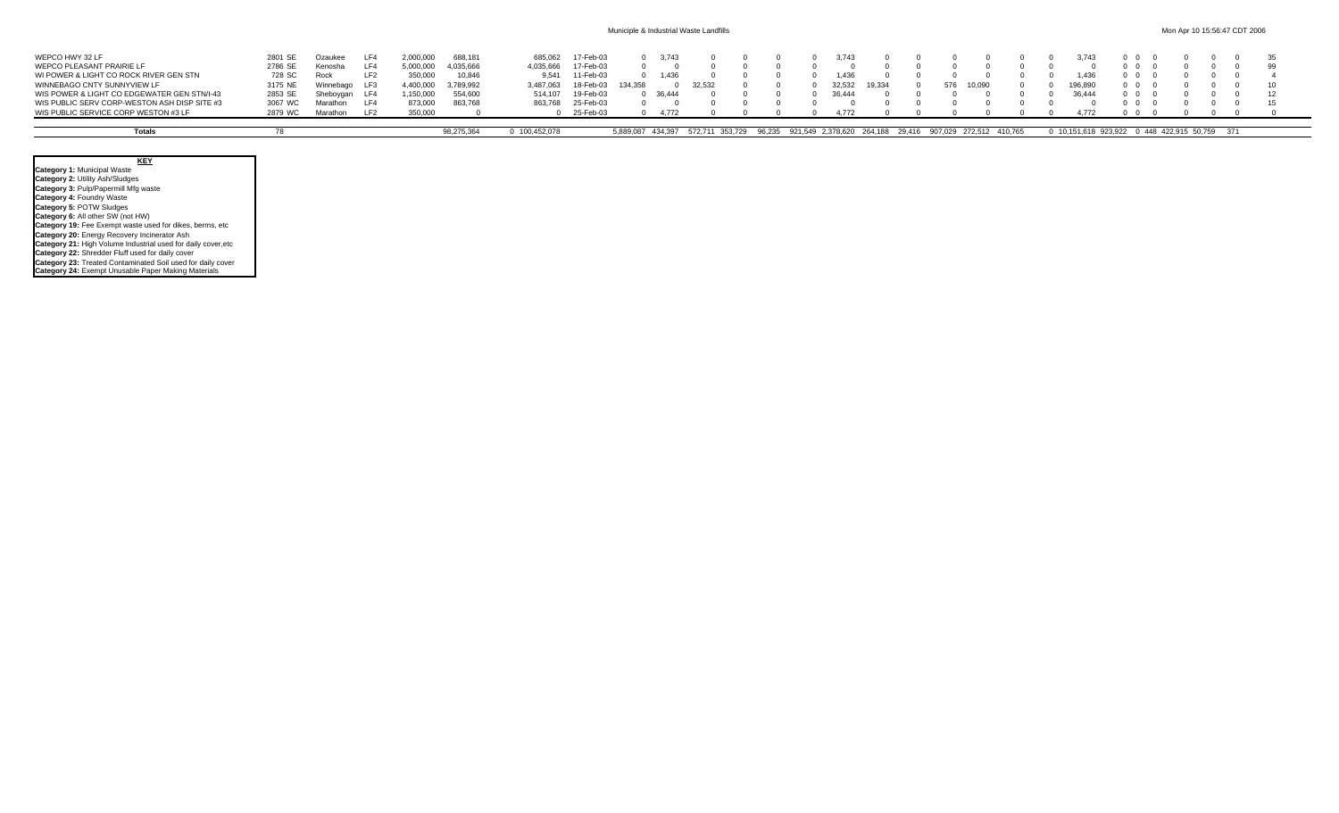| | | | | | | | | | | | | | | | | | | | | | | | | | | | | | |
|---|---|---|---|---|---|---|---|---|---|---|---|---|---|---|---|---|---|---|---|---|---|---|---|---|---|---|---|---|---|
| WEPCO HWY 32 LF | 2801 SE | Ozaukee | LF4 | 2,000,000 | 688,181 | | 685,062 | 17-Feb-03 | 0 | 3,743 | 0 | 0 | 0 | 0 | 3,743 | 0 | 0 | 0 | 0 | 0 | 0 | 3,743 | 0 | 0 | 0 | 0 | 0 | 0 | 35 |
| WEPCO PLEASANT PRAIRIE LF | 2786 SE | Kenosha | LF4 | 5,000,000 | 4,035,666 | | 4,035,666 | 17-Feb-03 | 0 | 0 | 0 | 0 | 0 | 0 | 0 | 0 | 0 | 0 | 0 | 0 | 0 | 0 | 0 | 0 | 0 | 0 | 0 | 0 | 99 |
| WI POWER & LIGHT CO ROCK RIVER GEN STN | 728 SC | Rock | LF2 | 350,000 | 10,846 | | 9,541 | 11-Feb-03 | 0 | 1,436 | 0 | 0 | 0 | 0 | 1,436 | 0 | 0 | 0 | 0 | 0 | 0 | 1,436 | 0 | 0 | 0 | 0 | 0 | 0 | 4 |
| WINNEBAGO CNTY SUNNYVIEW LF | 3175 NE | Winnebago | LF3 | 4,400,000 | 3,789,992 | | 3,487,063 | 18-Feb-03 | 134,358 | 0 | 32,532 | 0 | 0 | 0 | 32,532 | 19,334 | 0 | 576 | 10,090 | 0 | 0 | 196,890 | 0 | 0 | 0 | 0 | 0 | 0 | 10 |
| WIS POWER & LIGHT CO EDGEWATER GEN STN/I-43 | 2853 SE | Sheboygan | LF4 | 1,150,000 | 554,600 | | 514,107 | 19-Feb-03 | 0 | 36,444 | 0 | 0 | 0 | 0 | 36,444 | 0 | 0 | 0 | 0 | 0 | 0 | 36,444 | 0 | 0 | 0 | 0 | 0 | 0 | 12 |
| WIS PUBLIC SERV CORP-WESTON ASH DISP SITE #3 | 3067 WC | Marathon | LF4 | 873,000 | 863,768 | | 863,768 | 25-Feb-03 | 0 | 0 | 0 | 0 | 0 | 0 | 0 | 0 | 0 | 0 | 0 | 0 | 0 | 0 | 0 | 0 | 0 | 0 | 0 | 0 | 15 |
| WIS PUBLIC SERVICE CORP WESTON #3 LF | 2879 WC | Marathon | LF2 | 350,000 | 0 | | 0 | 25-Feb-03 | 0 | 4,772 | 0 | 0 | 0 | 0 | 4,772 | 0 | 0 | 0 | 0 | 0 | 0 | 4,772 | 0 | 0 | 0 | 0 | 0 | 0 | 0 |
| **Totals** | 78 | | | | 98,275,364 | 0 | 100,452,078 | | 5,889,087 | 434,397 | 572,711 | 353,729 | 96,235 | 921,549 | 2,378,620 | 264,188 | 29,416 | 907,029 | 272,512 | 410,765 | 0 | 10,151,618 | 923,922 | 0 | 448 | 422,915 | 50,759 | 371 | |

**KEY**

**Category 1:** Municipal Waste
**Category 2:** Utility Ash/Sludges
**Category 3:** Pulp/Papermill Mfg waste
**Category 4:** Foundry Waste
**Category 5:** POTW Sludges
**Category 6:** All other SW (not HW)
**Category 19:** Fee Exempt waste used for dikes, berms, etc
**Category 20:** Energy Recovery Incinerator Ash
**Category 21:** High Volume Industrial used for daily cover,etc
**Category 22:** Shredder Fluff used for daily cover
**Category 23:** Treated Contaminated Soil used for daily cover
**Category 24:** Exempt Unusable Paper Making Materials